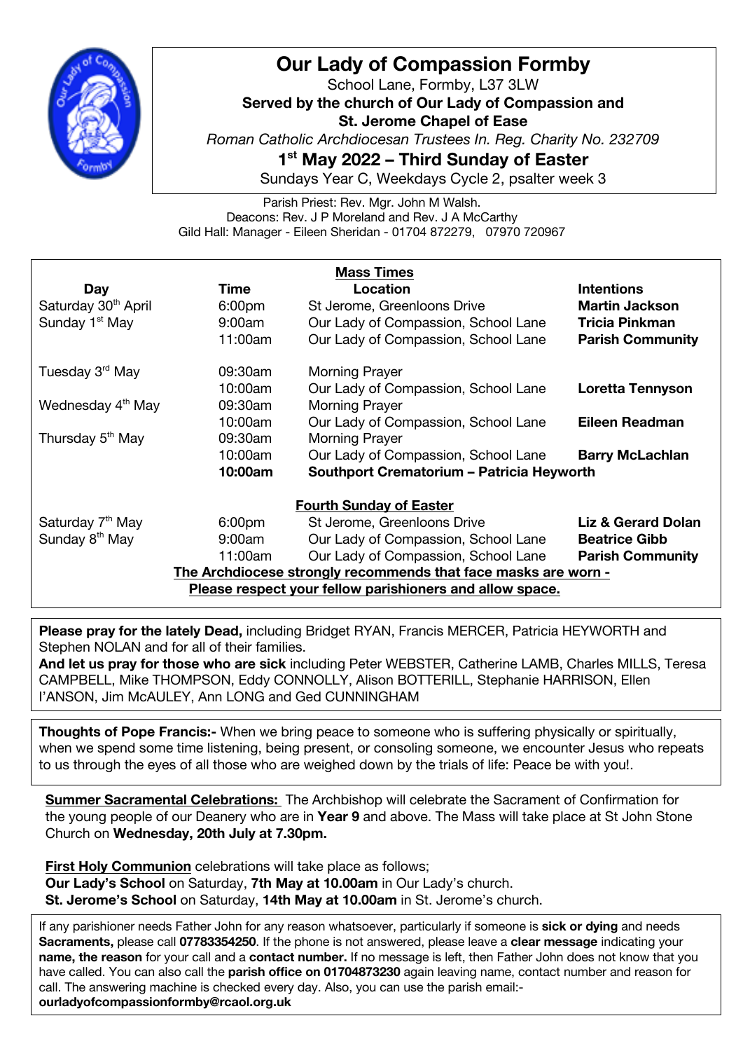# Our Lady of Compassion Formby

School Lane, Formby, L37 3LW

**Served by the church of Our Lady of Compassion and St. Jerome Chapel of Ease**

*Roman Catholic Archdiocesan Trustees In. Reg. Charity No. 232709*

## 1st May 2022 – Third Sunday of Easter

Sundays Year C, Weekdays Cycle 2, psalter week 3

Parish Priest: Rev. Mgr. John M Walsh.
Deacons: Rev. J P Moreland and Rev. J A McCarthy
Gild Hall: Manager - Eileen Sheridan - 01704 872279, 07970 720967

**Mass Times**

| Day | Time | Location | Intentions |
|---|---|---|---|
| Saturday 30th April | 6:00pm | St Jerome, Greenloons Drive | **Martin Jackson** |
| Sunday 1st May | 9:00am | Our Lady of Compassion, School Lane | **Tricia Pinkman** |
| | 11:00am | Our Lady of Compassion, School Lane | **Parish Community** |
| Tuesday 3rd May | 09:30am | Morning Prayer | |
| | 10:00am | Our Lady of Compassion, School Lane | **Loretta Tennyson** |
| Wednesday 4th May | 09:30am | Morning Prayer | |
| | 10:00am | Our Lady of Compassion, School Lane | **Eileen Readman** |
| Thursday 5th May | 09:30am | Morning Prayer | |
| | 10:00am | Our Lady of Compassion, School Lane | **Barry McLachlan** |
| | **10:00am** | **Southport Crematorium – Patricia Heyworth** | |
| | | **Fourth Sunday of Easter** | |
| Saturday 7th May | 6:00pm | St Jerome, Greenloons Drive | **Liz & Gerard Dolan** |
| Sunday 8th May | 9:00am | Our Lady of Compassion, School Lane | **Beatrice Gibb** |
| | 11:00am | Our Lady of Compassion, School Lane | **Parish Community** |

**The Archdiocese strongly recommends that face masks are worn - Please respect your fellow parishioners and allow space.**

**Please pray for the lately Dead,** including Bridget RYAN, Francis MERCER, Patricia HEYWORTH and Stephen NOLAN and for all of their families.
**And let us pray for those who are sick** including Peter WEBSTER, Catherine LAMB, Charles MILLS, Teresa CAMPBELL, Mike THOMPSON, Eddy CONNOLLY, Alison BOTTERILL, Stephanie HARRISON, Ellen I'ANSON, Jim McAULEY, Ann LONG and Ged CUNNINGHAM

**Thoughts of Pope Francis:-** When we bring peace to someone who is suffering physically or spiritually, when we spend some time listening, being present, or consoling someone, we encounter Jesus who repeats to us through the eyes of all those who are weighed down by the trials of life: Peace be with you!.

**Summer Sacramental Celebrations:** The Archbishop will celebrate the Sacrament of Confirmation for the young people of our Deanery who are in **Year 9** and above. The Mass will take place at St John Stone Church on **Wednesday, 20th July at 7.30pm.**

**First Holy Communion** celebrations will take place as follows;
**Our Lady's School** on Saturday, **7th May at 10.00am** in Our Lady's church.
**St. Jerome's School** on Saturday, **14th May at 10.00am** in St. Jerome's church.

If any parishioner needs Father John for any reason whatsoever, particularly if someone is **sick or dying** and needs **Sacraments,** please call **07783354250**. If the phone is not answered, please leave a **clear message** indicating your **name, the reason** for your call and a **contact number.** If no message is left, then Father John does not know that you have called. You can also call the **parish office on 01704873230** again leaving name, contact number and reason for call. The answering machine is checked every day. Also, you can use the parish email:- **ourladyofcompassionformby@rcaol.org.uk**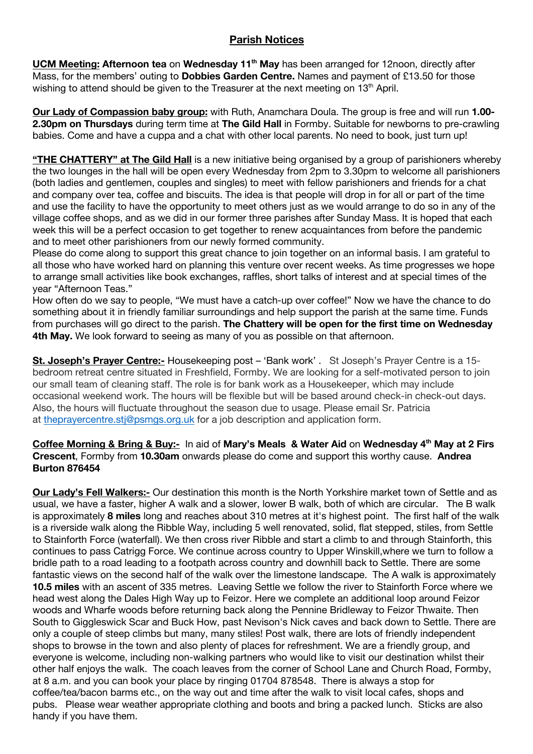## Parish Notices

**UCM Meeting: Afternoon tea** on **Wednesday 11th May** has been arranged for 12noon, directly after Mass, for the members' outing to **Dobbies Garden Centre.** Names and payment of £13.50 for those wishing to attend should be given to the Treasurer at the next meeting on 13th April.

**Our Lady of Compassion baby group:** with Ruth, Anamchara Doula. The group is free and will run **1.00-2.30pm on Thursdays** during term time at **The Gild Hall** in Formby. Suitable for newborns to pre-crawling babies. Come and have a cuppa and a chat with other local parents. No need to book, just turn up!

**"THE CHATTERY" at The Gild Hall** is a new initiative being organised by a group of parishioners whereby the two lounges in the hall will be open every Wednesday from 2pm to 3.30pm to welcome all parishioners (both ladies and gentlemen, couples and singles) to meet with fellow parishioners and friends for a chat and company over tea, coffee and biscuits. The idea is that people will drop in for all or part of the time and use the facility to have the opportunity to meet others just as we would arrange to do so in any of the village coffee shops, and as we did in our former three parishes after Sunday Mass. It is hoped that each week this will be a perfect occasion to get together to renew acquaintances from before the pandemic and to meet other parishioners from our newly formed community.
Please do come along to support this great chance to join together on an informal basis. I am grateful to all those who have worked hard on planning this venture over recent weeks. As time progresses we hope to arrange small activities like book exchanges, raffles, short talks of interest and at special times of the year "Afternoon Teas."
How often do we say to people, "We must have a catch-up over coffee!" Now we have the chance to do something about it in friendly familiar surroundings and help support the parish at the same time. Funds from purchases will go direct to the parish. **The Chattery will be open for the first time on Wednesday 4th May.** We look forward to seeing as many of you as possible on that afternoon.

**St. Joseph's Prayer Centre:-** Housekeeping post – 'Bank work' . St Joseph's Prayer Centre is a 15-bedroom retreat centre situated in Freshfield, Formby. We are looking for a self-motivated person to join our small team of cleaning staff. The role is for bank work as a Housekeeper, which may include occasional weekend work. The hours will be flexible but will be based around check-in check-out days. Also, the hours will fluctuate throughout the season due to usage. Please email Sr. Patricia at theprayercentre.stj@psmgs.org.uk for a job description and application form.

**Coffee Morning & Bring & Buy:-** In aid of **Mary's Meals & Water Aid** on **Wednesday 4th May at 2 Firs Crescent**, Formby from **10.30am** onwards please do come and support this worthy cause. **Andrea Burton 876454**

**Our Lady's Fell Walkers:-** Our destination this month is the North Yorkshire market town of Settle and as usual, we have a faster, higher A walk and a slower, lower B walk, both of which are circular. The B walk is approximately **8 miles** long and reaches about 310 metres at it's highest point. The first half of the walk is a riverside walk along the Ribble Way, including 5 well renovated, solid, flat stepped, stiles, from Settle to Stainforth Force (waterfall). We then cross river Ribble and start a climb to and through Stainforth, this continues to pass Catrigg Force. We continue across country to Upper Winskill,where we turn to follow a bridle path to a road leading to a footpath across country and downhill back to Settle. There are some fantastic views on the second half of the walk over the limestone landscape. The A walk is approximately **10.5 miles** with an ascent of 335 metres. Leaving Settle we follow the river to Stainforth Force where we head west along the Dales High Way up to Feizor. Here we complete an additional loop around Feizor woods and Wharfe woods before returning back along the Pennine Bridleway to Feizor Thwaite. Then South to Giggleswick Scar and Buck How, past Nevison's Nick caves and back down to Settle. There are only a couple of steep climbs but many, many stiles! Post walk, there are lots of friendly independent shops to browse in the town and also plenty of places for refreshment. We are a friendly group, and everyone is welcome, including non-walking partners who would like to visit our destination whilst their other half enjoys the walk. The coach leaves from the corner of School Lane and Church Road, Formby, at 8 a.m. and you can book your place by ringing 01704 878548. There is always a stop for coffee/tea/bacon barms etc., on the way out and time after the walk to visit local cafes, shops and pubs. Please wear weather appropriate clothing and boots and bring a packed lunch. Sticks are also handy if you have them.